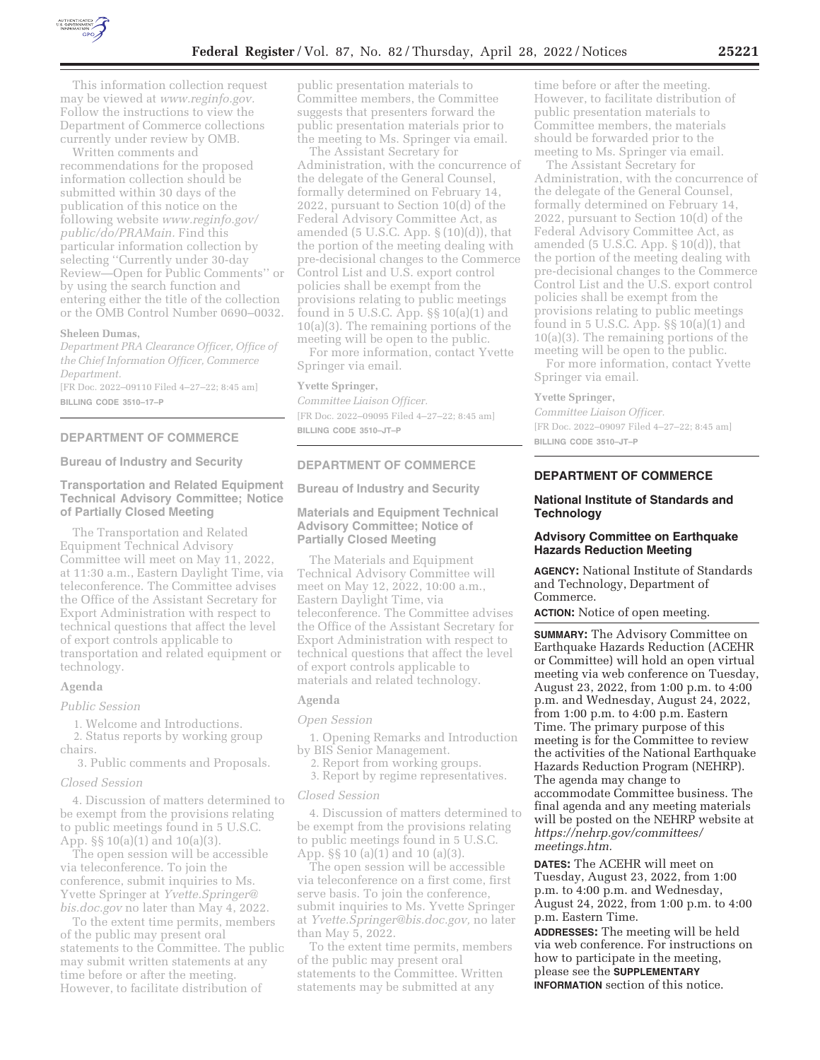This information collection request may be viewed at *www.reginfo.gov.* Follow the instructions to view the Department of Commerce collections currently under review by OMB.

Written comments and recommendations for the proposed information collection should be submitted within 30 days of the publication of this notice on the following website *www.reginfo.gov/public/do/PRAMain.* Find this particular information collection by selecting ''Currently under 30-day Review—Open for Public Comments'' or by using the search function and entering either the title of the collection or the OMB Control Number 0690–0032.

**Sheleen Dumas,**

*Department PRA Clearance Officer, Office of the Chief Information Officer, Commerce Department.*

[FR Doc. 2022–09110 Filed 4–27–22; 8:45 am]

**BILLING CODE 3510–17–P**

## DEPARTMENT OF COMMERCE

### Bureau of Industry and Security

### Transportation and Related Equipment Technical Advisory Committee; Notice of Partially Closed Meeting

The Transportation and Related Equipment Technical Advisory Committee will meet on May 11, 2022, at 11:30 a.m., Eastern Daylight Time, via teleconference. The Committee advises the Office of the Assistant Secretary for Export Administration with respect to technical questions that affect the level of export controls applicable to transportation and related equipment or technology.

#### Agenda

*Public Session*

1. Welcome and Introductions.
2. Status reports by working group chairs.
3. Public comments and Proposals.

*Closed Session*

4. Discussion of matters determined to be exempt from the provisions relating to public meetings found in 5 U.S.C. App. §§ 10(a)(1) and 10(a)(3).

The open session will be accessible via teleconference. To join the conference, submit inquiries to Ms. Yvette Springer at *Yvette.Springer@bis.doc.gov* no later than May 4, 2022.

To the extent time permits, members of the public may present oral statements to the Committee. The public may submit written statements at any time before or after the meeting. However, to facilitate distribution of public presentation materials to Committee members, the Committee suggests that presenters forward the public presentation materials prior to the meeting to Ms. Springer via email.

The Assistant Secretary for Administration, with the concurrence of the delegate of the General Counsel, formally determined on February 14, 2022, pursuant to Section 10(d) of the Federal Advisory Committee Act, as amended (5 U.S.C. App. § (10)(d)), that the portion of the meeting dealing with pre-decisional changes to the Commerce Control List and U.S. export control policies shall be exempt from the provisions relating to public meetings found in 5 U.S.C. App. §§ 10(a)(1) and 10(a)(3). The remaining portions of the meeting will be open to the public.

For more information, contact Yvette Springer via email.

**Yvette Springer,**

*Committee Liaison Officer.*

[FR Doc. 2022–09095 Filed 4–27–22; 8:45 am]

**BILLING CODE 3510–JT–P**

## DEPARTMENT OF COMMERCE

### Bureau of Industry and Security

### Materials and Equipment Technical Advisory Committee; Notice of Partially Closed Meeting

The Materials and Equipment Technical Advisory Committee will meet on May 12, 2022, 10:00 a.m., Eastern Daylight Time, via teleconference. The Committee advises the Office of the Assistant Secretary for Export Administration with respect to technical questions that affect the level of export controls applicable to materials and related technology.

#### Agenda

*Open Session*

1. Opening Remarks and Introduction by BIS Senior Management.
2. Report from working groups.
3. Report by regime representatives.

*Closed Session*

4. Discussion of matters determined to be exempt from the provisions relating to public meetings found in 5 U.S.C. App. §§ 10 (a)(1) and 10 (a)(3).

The open session will be accessible via teleconference on a first come, first serve basis. To join the conference, submit inquiries to Ms. Yvette Springer at *Yvette.Springer@bis.doc.gov,* no later than May 5, 2022.

To the extent time permits, members of the public may present oral statements to the Committee. Written statements may be submitted at any time before or after the meeting. However, to facilitate distribution of public presentation materials to Committee members, the materials should be forwarded prior to the meeting to Ms. Springer via email.

The Assistant Secretary for Administration, with the concurrence of the delegate of the General Counsel, formally determined on February 14, 2022, pursuant to Section 10(d) of the Federal Advisory Committee Act, as amended (5 U.S.C. App. § 10(d)), that the portion of the meeting dealing with pre-decisional changes to the Commerce Control List and the U.S. export control policies shall be exempt from the provisions relating to public meetings found in 5 U.S.C. App. §§ 10(a)(1) and 10(a)(3). The remaining portions of the meeting will be open to the public.

For more information, contact Yvette Springer via email.

**Yvette Springer,**

*Committee Liaison Officer.*

[FR Doc. 2022–09097 Filed 4–27–22; 8:45 am]

**BILLING CODE 3510–JT–P**

## DEPARTMENT OF COMMERCE

### National Institute of Standards and Technology

### Advisory Committee on Earthquake Hazards Reduction Meeting

**AGENCY:** National Institute of Standards and Technology, Department of Commerce.

**ACTION:** Notice of open meeting.

**SUMMARY:** The Advisory Committee on Earthquake Hazards Reduction (ACEHR or Committee) will hold an open virtual meeting via web conference on Tuesday, August 23, 2022, from 1:00 p.m. to 4:00 p.m. and Wednesday, August 24, 2022, from 1:00 p.m. to 4:00 p.m. Eastern Time. The primary purpose of this meeting is for the Committee to review the activities of the National Earthquake Hazards Reduction Program (NEHRP). The agenda may change to accommodate Committee business. The final agenda and any meeting materials will be posted on the NEHRP website at *https://nehrp.gov/committees/meetings.htm.*

**DATES:** The ACEHR will meet on Tuesday, August 23, 2022, from 1:00 p.m. to 4:00 p.m. and Wednesday, August 24, 2022, from 1:00 p.m. to 4:00 p.m. Eastern Time.

**ADDRESSES:** The meeting will be held via web conference. For instructions on how to participate in the meeting, please see the **SUPPLEMENTARY INFORMATION** section of this notice.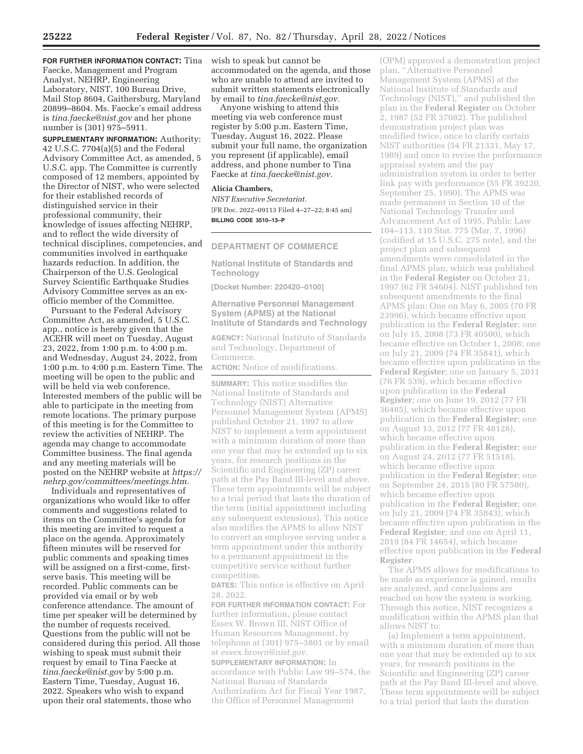**FOR FURTHER INFORMATION CONTACT:** Tina Faecke, Management and Program Analyst, NEHRP, Engineering Laboratory, NIST, 100 Bureau Drive, Mail Stop 8604, Gaithersburg, Maryland 20899–8604. Ms. Faecke's email address is *tina.faecke@nist.gov* and her phone number is (301) 975–5911.

**SUPPLEMENTARY INFORMATION:** Authority: 42 U.S.C. 7704(a)(5) and the Federal Advisory Committee Act, as amended, 5 U.S.C. app. The Committee is currently composed of 12 members, appointed by the Director of NIST, who were selected for their established records of distinguished service in their professional community, their knowledge of issues affecting NEHRP, and to reflect the wide diversity of technical disciplines, competencies, and communities involved in earthquake hazards reduction. In addition, the Chairperson of the U.S. Geological Survey Scientific Earthquake Studies Advisory Committee serves as an ex-officio member of the Committee.

Pursuant to the Federal Advisory Committee Act, as amended, 5 U.S.C. app., notice is hereby given that the ACEHR will meet on Tuesday, August 23, 2022, from 1:00 p.m. to 4:00 p.m. and Wednesday, August 24, 2022, from 1:00 p.m. to 4:00 p.m. Eastern Time. The meeting will be open to the public and will be held via web conference. Interested members of the public will be able to participate in the meeting from remote locations. The primary purpose of this meeting is for the Committee to review the activities of NEHRP. The agenda may change to accommodate Committee business. The final agenda and any meeting materials will be posted on the NEHRP website at *https://nehrp.gov/committees/meetings.htm.*

Individuals and representatives of organizations who would like to offer comments and suggestions related to items on the Committee's agenda for this meeting are invited to request a place on the agenda. Approximately fifteen minutes will be reserved for public comments and speaking times will be assigned on a first-come, first-serve basis. This meeting will be recorded. Public comments can be provided via email or by web conference attendance. The amount of time per speaker will be determined by the number of requests received. Questions from the public will not be considered during this period. All those wishing to speak must submit their request by email to Tina Faecke at *tina.faecke@nist.gov* by 5:00 p.m. Eastern Time, Tuesday, August 16, 2022. Speakers who wish to expand upon their oral statements, those who wish to speak but cannot be accommodated on the agenda, and those who are unable to attend are invited to submit written statements electronically by email to *tina.faecke@nist.gov.*

Anyone wishing to attend this meeting via web conference must register by 5:00 p.m. Eastern Time, Tuesday, August 16, 2022. Please submit your full name, the organization you represent (if applicable), email address, and phone number to Tina Faecke at *tina.faecke@nist.gov.*

**Alicia Chambers,**

*NIST Executive Secretariat.*

[FR Doc. 2022–09113 Filed 4–27–22; 8:45 am]

**BILLING CODE 3510–13–P**

---

## DEPARTMENT OF COMMERCE

### National Institute of Standards and Technology

**[Docket Number: 220420–0100]**

### Alternative Personnel Management System (APMS) at the National Institute of Standards and Technology

**AGENCY:** National Institute of Standards and Technology, Department of Commerce.

**ACTION:** Notice of modifications.

**SUMMARY:** This notice modifies the National Institute of Standards and Technology (NIST) Alternative Personnel Management System (APMS) published October 21, 1997 to allow NIST to implement a term appointment with a minimum duration of more than one year that may be extended up to six years, for research positions in the Scientific and Engineering (ZP) career path at the Pay Band III-level and above. These term appointments will be subject to a trial period that lasts the duration of the term (initial appointment including any subsequent extensions). This notice also modifies the APMS to allow NIST to convert an employee serving under a term appointment under this authority to a permanent appointment in the competitive service without further competition.

**DATES:** This notice is effective on April 28, 2022.

**FOR FURTHER INFORMATION CONTACT:** For further information, please contact Essex W. Brown III, NIST Office of Human Resources Management, by telephone at (301) 975–3801 or by email at *essex.brown@nist.gov*.

**SUPPLEMENTARY INFORMATION:** In accordance with Public Law 99–574, the National Bureau of Standards Authorization Act for Fiscal Year 1987, the Office of Personnel Management (OPM) approved a demonstration project plan, "Alternative Personnel Management System (APMS) at the National Institute of Standards and Technology (NIST)," and published the plan in the **Federal Register** on October 2, 1987 (52 FR 37082). The published demonstration project plan was modified twice, once to clarify certain NIST authorities (54 FR 21331, May 17, 1989) and once to revise the performance appraisal system and the pay administration system in order to better link pay with performance (55 FR 39220, September 25, 1990). The APMS was made permanent in Section 10 of the National Technology Transfer and Advancement Act of 1995, Public Law 104–113, 110 Stat. 775 (Mar. 7, 1996) (codified at 15 U.S.C. 275 note), and the project plan and subsequent amendments were consolidated in the final APMS plan, which was published in the **Federal Register** on October 21, 1997 (62 FR 54604). NIST published ten subsequent amendments to the final APMS plan: One on May 6, 2005 (70 FR 23996), which became effective upon publication in the **Federal Register**; one on July 15, 2008 (73 FR 40500), which became effective on October 1, 2008; one on July 21, 2009 (74 FR 35841), which became effective upon publication in the **Federal Register**; one on January 5, 2011 (76 FR 539), which became effective upon publication in the **Federal Register**; one on June 19, 2012 (77 FR 36485), which became effective upon publication in the **Federal Register**; one on August 13, 2012 (77 FR 48128), which became effective upon publication in the **Federal Register**; one on August 24, 2012 (77 FR 51518), which became effective upon publication in the **Federal Register**; one on September 24, 2015 (80 FR 57580), which became effective upon publication in the **Federal Register**; one on July 21, 2009 (74 FR 35843), which became effective upon publication in the **Federal Register**; and one on April 11, 2019 (84 FR 14654), which became effective upon publication in the **Federal Register**.

The APMS allows for modifications to be made as experience is gained, results are analyzed, and conclusions are reached on how the system is working. Through this notice, NIST recognizes a modification within the APMS plan that allows NIST to:

(a) Implement a term appointment, with a minimum duration of more than one year that may be extended up to six years, for research positions in the Scientific and Engineering (ZP) career path at the Pay Band III-level and above. These term appointments will be subject to a trial period that lasts the duration